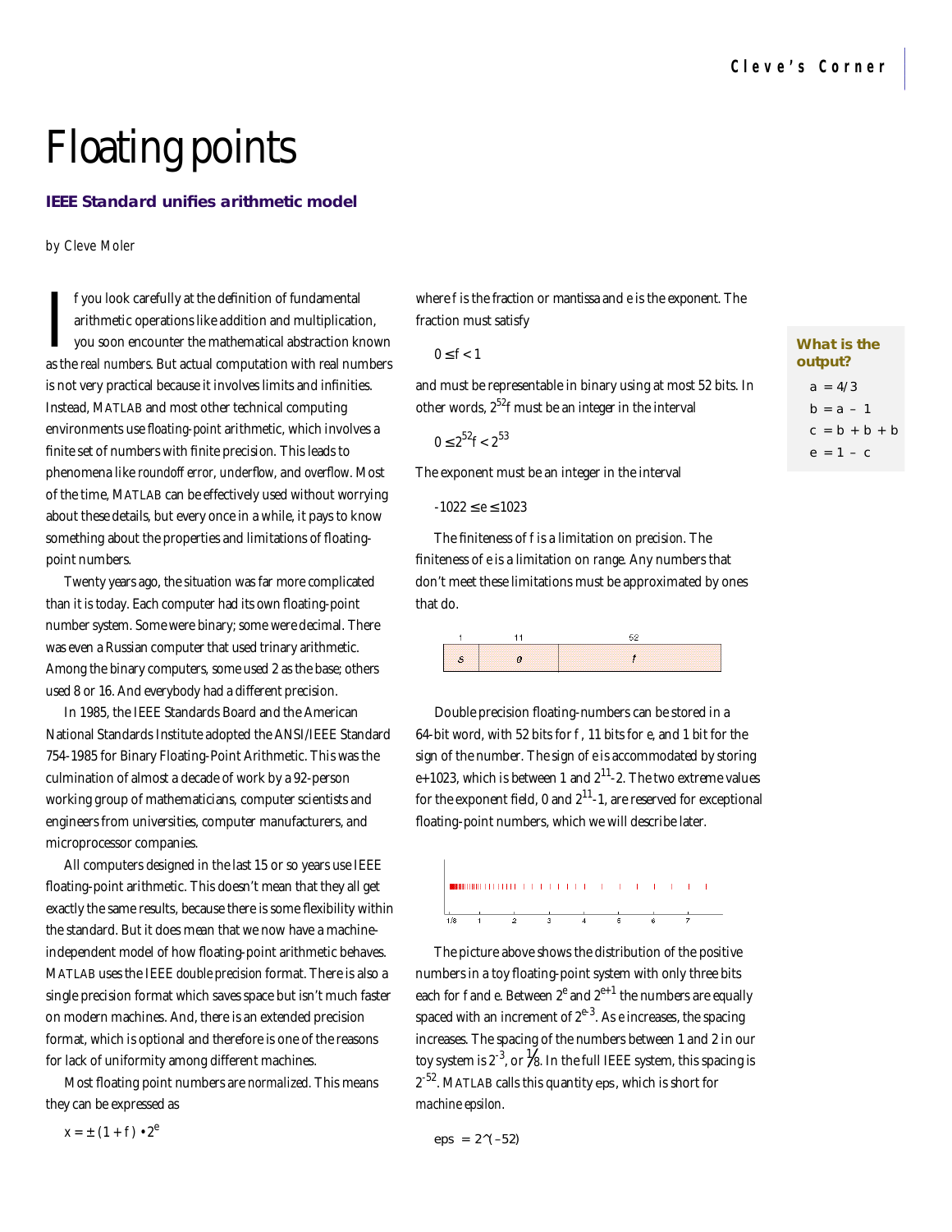# Floating points

### IEEE Standard unifies arithmetic model

*by Cleve Moler*

If you look carefully at the definition of fundamental arithmetic operations like addition and multiplication, you soon encounter the mathematical abstraction known as the *real numbers*. But actual computation with real numbers is not very practical because it involves limits and infinities. Instead, MATLAB and most other technical computing environments use *floating-point* arithmetic, which involves a finite set of numbers with finite precision. This leads to phenomena like *roundoff error*, *underflow*, and *overflow*. Most of the time, MATLAB can be effectively used without worrying about these details, but every once in a while, it pays to know something about the properties and limitations of floating-point numbers.

Twenty years ago, the situation was far more complicated than it is today. Each computer had its own floating-point number system. Some were binary; some were decimal. There was even a Russian computer that used trinary arithmetic. Among the binary computers, some used 2 as the base; others used 8 or 16. And everybody had a different precision.

In 1985, the IEEE Standards Board and the American National Standards Institute adopted the ANSI/IEEE Standard 754-1985 for Binary Floating-Point Arithmetic. This was the culmination of almost a decade of work by a 92-person working group of mathematicians, computer scientists and engineers from universities, computer manufacturers, and microprocessor companies.

All computers designed in the last 15 or so years use IEEE floating-point arithmetic. This doesn't mean that they all get exactly the same results, because there is some flexibility within the standard. But it does mean that we now have a machine-independent model of how floating-point arithmetic behaves. MATLAB uses the IEEE *double precision* format. There is also a single precision format which saves space but isn't much faster on modern machines. And, there is an extended precision format, which is optional and therefore is one of the reasons for lack of uniformity among different machines.

Most floating point numbers are *normalized*. This means they can be expressed as

$$x = \pm (1 + f) \cdot 2^e$$

where $f$ is the fraction or mantissa and $e$ is the exponent. The fraction must satisfy

$$0 \le f < 1$$

and must be representable in binary using at most 52 bits. In other words, $2^{52}f$ must be an integer in the interval

$$0 \le 2^{52}f < 2^{53}$$

The exponent must be an integer in the interval

$$-1022 \le e \le 1023$$

The finiteness of $f$ is a limitation on *precision*. The finiteness of $e$ is a limitation on *range*. Any numbers that don't meet these limitations must be approximated by ones that do.

| 1 | 11 | 52 |
|---|---|---|
| *s* | *e* | *f* |

Double precision floating-numbers can be stored in a 64-bit word, with 52 bits for $f$, 11 bits for $e$, and 1 bit for the sign of the number. The sign of $e$ is accommodated by storing $e+1023$, which is between 1 and $2^{11}-2$. The two extreme values for the exponent field, 0 and $2^{11}-1$, are reserved for exceptional floating-point numbers, which we will describe later.

The picture above shows the distribution of the positive numbers in a toy floating-point system with only three bits each for $f$ and $e$. Between $2^e$ and $2^{e+1}$ the numbers are equally spaced with an increment of $2^{e-3}$. As $e$ increases, the spacing increases. The spacing of the numbers between 1 and 2 in our toy system is $2^{-3}$, or $1/8$. In the full IEEE system, this spacing is $2^{-52}$. MATLAB calls this quantity eps, which is short for *machine epsilon*.

```
eps = 2^(–52)
```

**What is the output?**

```
a = 4/3
b = a – 1
c = b + b + b
e = 1 – c
```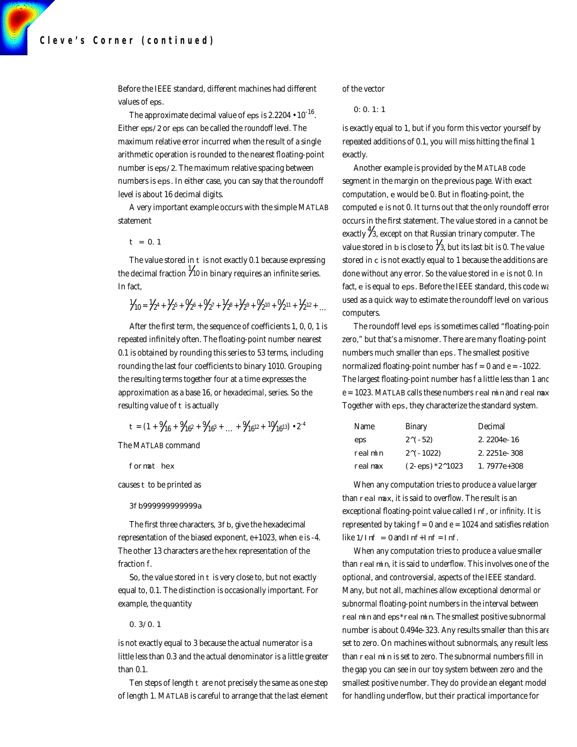Before the IEEE standard, different machines had different values of `eps`.

The approximate decimal value of `eps` is $2.2204 \cdot 10^{-16}$. Either `eps/2` or `eps` can be called the *roundoff level*. The maximum relative error incurred when the result of a single arithmetic operation is rounded to the nearest floating-point number is `eps/2`. The maximum relative spacing between numbers is `eps`. In either case, you can say that the roundoff level is about 16 decimal digits.

A very important example occurs with the simple MATLAB statement

```
t = 0.1
```

The value stored in `t` is not exactly 0.1 because expressing the decimal fraction $1/10$ in binary requires an infinite series. In fact,

$$\frac{1}{10} = \frac{1}{2^4} + \frac{1}{2^5} + \frac{0}{2^6} + \frac{0}{2^7} + \frac{1}{2^8} + \frac{1}{2^9} + \frac{0}{2^{10}} + \frac{0}{2^{11}} + \frac{1}{2^{12}} + \ldots$$

After the first term, the sequence of coefficients 1, 0, 0, 1 is repeated infinitely often. The floating-point number nearest 0.1 is obtained by rounding this series to 53 terms, including rounding the last four coefficients to binary 1010. Grouping the resulting terms together four at a time expresses the approximation as a base 16, or *hexadecimal*, series. So the resulting value of `t` is actually

$$t = \left(1 + \frac{9}{16} + \frac{9}{16^2} + \frac{9}{16^3} + \ldots + \frac{9}{16^{12}} + \frac{10}{16^{13}}\right) \cdot 2^{-4}$$

The MATLAB command

```
format hex
```

causes `t` to be printed as

```
3fb999999999999a
```

The first three characters, `3fb`, give the hexadecimal representation of the biased exponent, $e+1023$, when $e$ is -4. The other 13 characters are the hex representation of the fraction $f$.

So, the value stored in `t` is very close to, but not exactly equal to, 0.1. The distinction is occasionally important. For example, the quantity

```
0.3/0.1
```

is not exactly equal to 3 because the actual numerator is a little less than 0.3 and the actual denominator is a little greater than 0.1.

Ten steps of length `t` are not precisely the same as one step of length 1. MATLAB is careful to arrange that the last element of the vector

```
0:0.1:1
```

is exactly equal to 1, but if you form this vector yourself by repeated additions of 0.1, you will miss hitting the final 1 exactly.

Another example is provided by the MATLAB code segment in the margin on the previous page. With exact computation, `e` would be 0. But in floating-point, the computed `e` is not 0. It turns out that the only roundoff error occurs in the first statement. The value stored in `a` cannot be exactly $4/3$, except on that Russian trinary computer. The value stored in `b` is close to $1/3$, but its last bit is 0. The value stored in `c` is not exactly equal to 1 because the additions are done without any error. So the value stored in `e` is not 0. In fact, `e` is equal to `eps`. Before the IEEE standard, this code was used as a quick way to estimate the roundoff level on various computers.

The roundoff level `eps` is sometimes called "floating-point zero," but that's a misnomer. There are many floating-point numbers much smaller than `eps`. The smallest positive normalized floating-point number has $f = 0$ and $e = -1022$. The largest floating-point number has $f$ a little less than 1 and $e = 1023$. MATLAB calls these numbers `realmin` and `realmax`. Together with `eps`, they characterize the standard system.

| Name | Binary | Decimal |
|---|---|---|
| eps | 2^(-52) | 2.2204e-16 |
| realmin | 2^(-1022) | 2.2251e-308 |
| realmax | (2-eps)*2^1023 | 1.7977e+308 |

When any computation tries to produce a value larger than `realmax`, it is said to *overflow*. The result is an exceptional floating-point value called `Inf`, or *infinity*. It is represented by taking $f = 0$ and $e = 1024$ and satisfies relations like `1/Inf = 0` and `Inf+Inf = Inf`.

When any computation tries to produce a value smaller than `realmin`, it is said to *underflow*. This involves one of the optional, and controversial, aspects of the IEEE standard. Many, but not all, machines allow exceptional *denormal* or *subnormal* floating-point numbers in the interval between `realmin` and `eps*realmin`. The smallest positive subnormal number is about 0.494e-323. Any results smaller than this are set to zero. On machines without subnormals, any result less than `realmin` is set to zero. The subnormal numbers fill in the gap you can see in our toy system between zero and the smallest positive number. They do provide an elegant model for handling underflow, but their practical importance for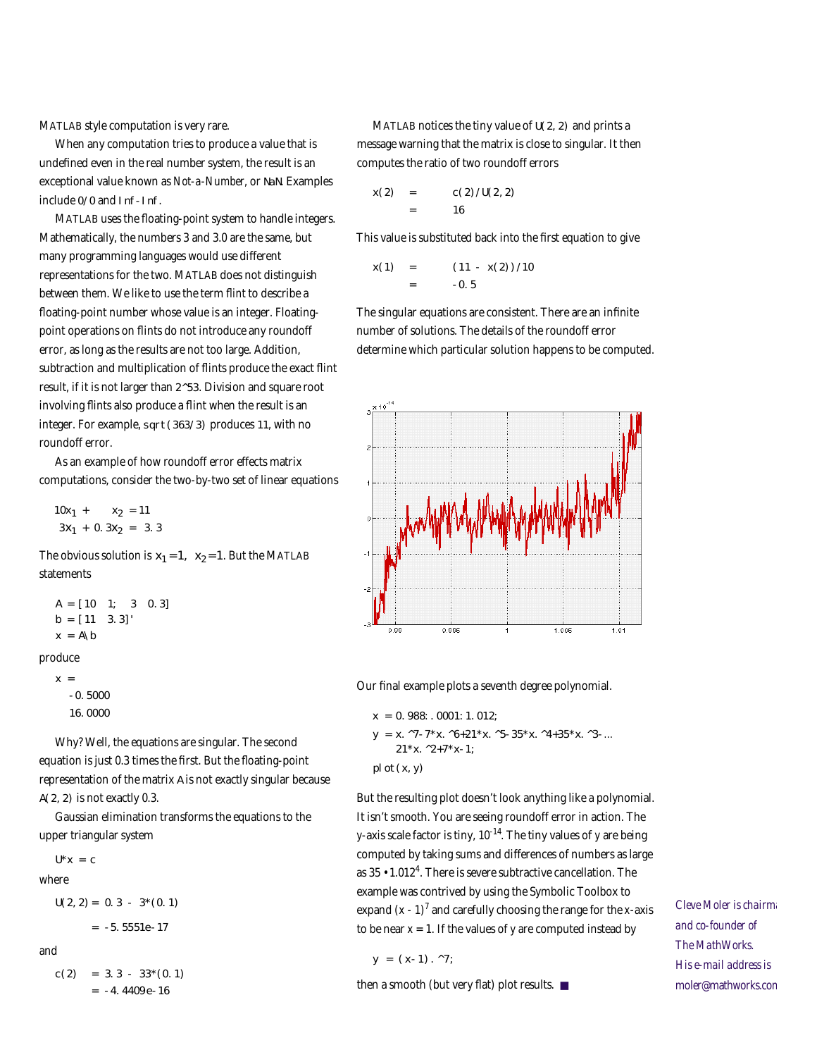MATLAB style computation is very rare.

When any computation tries to produce a value that is undefined even in the real number system, the result is an exceptional value known as *Not-a-Number*, or NaN. Examples include 0/0 and Inf-Inf.

MATLAB uses the floating-point system to handle integers. Mathematically, the numbers 3 and 3.0 are the same, but many programming languages would use different representations for the two. MATLAB does not distinguish between them. We like to use the term *flint* to describe a floating-point number whose value is an integer. Floating-point operations on flints do not introduce any roundoff error, as long as the results are not too large. Addition, subtraction and multiplication of flints produce the exact flint result, if it is not larger than 2^53. Division and square root involving flints also produce a flint when the result is an integer. For example, sqrt(363/3) produces 11, with no roundoff error.

As an example of how roundoff error effects matrix computations, consider the two-by-two set of linear equations

$$10x_1 + x_2 = 11$$
$$3x_1 + 0.3x_2 = 3.3$$

The obvious solution is $x_1 = 1$, $x_2 = 1$. But the MATLAB statements

```
A = [10   1;   3   0.3]
b = [11   3.3]'
x = A\b
```

produce

```
x =
   -0.5000
   16.0000
```

Why? Well, the equations are singular. The second equation is just 0.3 times the first. But the floating-point representation of the matrix A is not exactly singular because A(2,2) is not exactly 0.3.

Gaussian elimination transforms the equations to the upper triangular system

```
U*x = c
```

where

```
U(2,2) = 0.3 - 3*(0.1)
       = -5.5551e-17
```

and

```
c(2)   = 3.3 - 33*(0.1)
       = -4.4409e-16
```

MATLAB notices the tiny value of U(2,2) and prints a message warning that the matrix is close to singular. It then computes the ratio of two roundoff errors

```
x(2)   =    c(2)/U(2,2)
       =    16
```

This value is substituted back into the first equation to give

```
x(1)   =    (11 - x(2))/10
       =    -0.5
```

The singular equations are consistent. There are an infinite number of solutions. The details of the roundoff error determine which particular solution happens to be computed.

x 10^-14
3
2
1
0
-1
-2
-3
0.99
0.995
1
1.005
1.01

Our final example plots a seventh degree polynomial.

```
x = 0.988:.0001:1.012;
y = x.^7-7*x.^6+21*x.^5-35*x.^4+35*x.^3-...
     21*x.^2+7*x-1;
plot(x,y)
```

But the resulting plot doesn't look anything like a polynomial. It isn't smooth. You are seeing roundoff error in action. The y-axis scale factor is tiny, $10^{-14}$. The tiny values of y are being computed by taking sums and differences of numbers as large as $35 \cdot 1.012^4$. There is severe subtractive cancellation. The example was contrived by using the Symbolic Toolbox to expand $(x - 1)^7$ and carefully choosing the range for the x-axis to be near x = 1. If the values of y are computed instead by

```
y = (x-1).^7;
```

then a smooth (but very flat) plot results. ■

*Cleve Moler is chairman and co-founder of The MathWorks. His e-mail address is moler@mathworks.com*